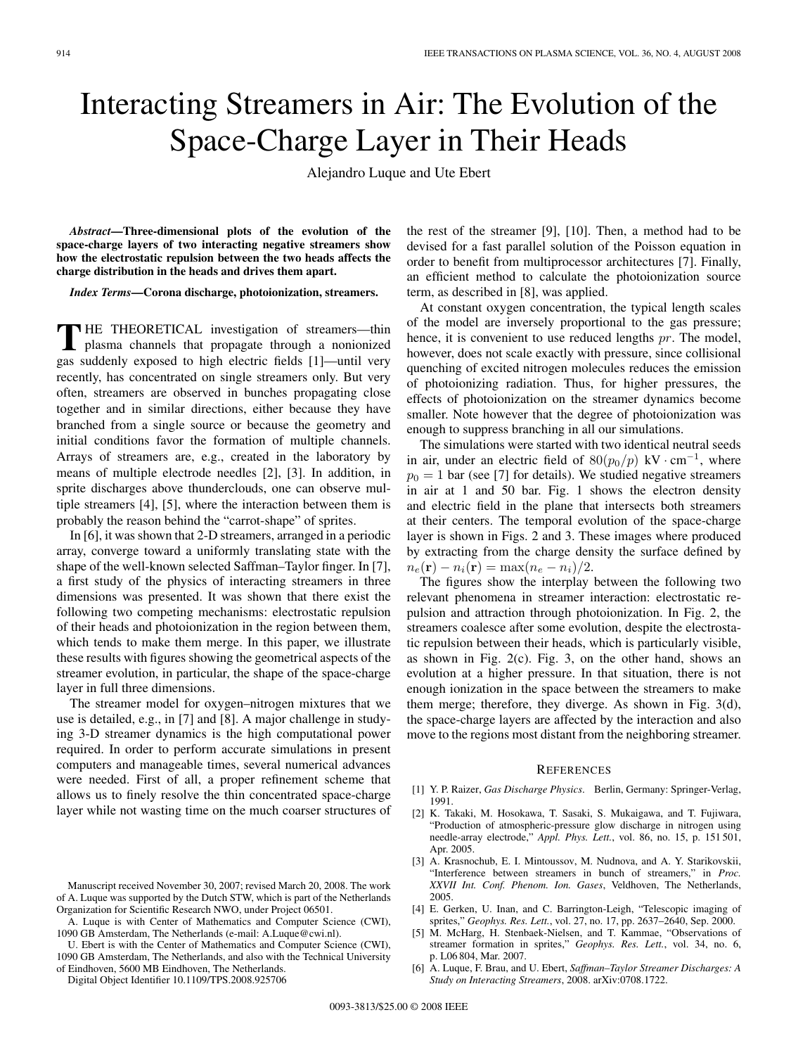# Interacting Streamers in Air: The Evolution of the Space-Charge Layer in Their Heads

Alejandro Luque and Ute Ebert

***Abstract*—Three-dimensional plots of the evolution of the space-charge layers of two interacting negative streamers show how the electrostatic repulsion between the two heads affects the charge distribution in the heads and drives them apart.**

***Index Terms*—Corona discharge, photoionization, streamers.**

THE THEORETICAL investigation of streamers—thin plasma channels that propagate through a nonionized gas suddenly exposed to high electric fields [1]—until very recently, has concentrated on single streamers only. But very often, streamers are observed in bunches propagating close together and in similar directions, either because they have branched from a single source or because the geometry and initial conditions favor the formation of multiple channels. Arrays of streamers are, e.g., created in the laboratory by means of multiple electrode needles [2], [3]. In addition, in sprite discharges above thunderclouds, one can observe multiple streamers [4], [5], where the interaction between them is probably the reason behind the "carrot-shape" of sprites.

In [6], it was shown that 2-D streamers, arranged in a periodic array, converge toward a uniformly translating state with the shape of the well-known selected Saffman–Taylor finger. In [7], a first study of the physics of interacting streamers in three dimensions was presented. It was shown that there exist the following two competing mechanisms: electrostatic repulsion of their heads and photoionization in the region between them, which tends to make them merge. In this paper, we illustrate these results with figures showing the geometrical aspects of the streamer evolution, in particular, the shape of the space-charge layer in full three dimensions.

The streamer model for oxygen–nitrogen mixtures that we use is detailed, e.g., in [7] and [8]. A major challenge in studying 3-D streamer dynamics is the high computational power required. In order to perform accurate simulations in present computers and manageable times, several numerical advances were needed. First of all, a proper refinement scheme that allows us to finely resolve the thin concentrated space-charge layer while not wasting time on the much coarser structures of the rest of the streamer [9], [10]. Then, a method had to be devised for a fast parallel solution of the Poisson equation in order to benefit from multiprocessor architectures [7]. Finally, an efficient method to calculate the photoionization source term, as described in [8], was applied.

At constant oxygen concentration, the typical length scales of the model are inversely proportional to the gas pressure; hence, it is convenient to use reduced lengths $pr$. The model, however, does not scale exactly with pressure, since collisional quenching of excited nitrogen molecules reduces the emission of photoionizing radiation. Thus, for higher pressures, the effects of photoionization on the streamer dynamics become smaller. Note however that the degree of photoionization was enough to suppress branching in all our simulations.

The simulations were started with two identical neutral seeds in air, under an electric field of $80(p_0/p)$ kV $\cdot$ cm$^{-1}$, where $p_0 = 1$ bar (see [7] for details). We studied negative streamers in air at 1 and 50 bar. Fig. 1 shows the electron density and electric field in the plane that intersects both streamers at their centers. The temporal evolution of the space-charge layer is shown in Figs. 2 and 3. These images where produced by extracting from the charge density the surface defined by $n_e(\mathbf{r}) - n_i(\mathbf{r}) = \max(n_e - n_i)/2$.

The figures show the interplay between the following two relevant phenomena in streamer interaction: electrostatic repulsion and attraction through photoionization. In Fig. 2, the streamers coalesce after some evolution, despite the electrostatic repulsion between their heads, which is particularly visible, as shown in Fig. 2(c). Fig. 3, on the other hand, shows an evolution at a higher pressure. In that situation, there is not enough ionization in the space between the streamers to make them merge; therefore, they diverge. As shown in Fig. 3(d), the space-charge layers are affected by the interaction and also move to the regions most distant from the neighboring streamer.

## References

[1] Y. P. Raizer, *Gas Discharge Physics*. Berlin, Germany: Springer-Verlag, 1991.

[2] K. Takaki, M. Hosokawa, T. Sasaki, S. Mukaigawa, and T. Fujiwara, "Production of atmospheric-pressure glow discharge in nitrogen using needle-array electrode," *Appl. Phys. Lett.*, vol. 86, no. 15, p. 151 501, Apr. 2005.

[3] A. Krasnochub, E. I. Mintoussov, M. Nudnova, and A. Y. Starikovskii, "Interference between streamers in bunch of streamers," in *Proc. XXVII Int. Conf. Phenom. Ion. Gases*, Veldhoven, The Netherlands, 2005.

[4] E. Gerken, U. Inan, and C. Barrington-Leigh, "Telescopic imaging of sprites," *Geophys. Res. Lett.*, vol. 27, no. 17, pp. 2637–2640, Sep. 2000.

[5] M. McHarg, H. Stenbaek-Nielsen, and T. Kammae, "Observations of streamer formation in sprites," *Geophys. Res. Lett.*, vol. 34, no. 6, p. L06 804, Mar. 2007.

[6] A. Luque, F. Brau, and U. Ebert, *Saffman–Taylor Streamer Discharges: A Study on Interacting Streamers*, 2008. arXiv:0708.1722.

---

Manuscript received November 30, 2007; revised March 20, 2008. The work of A. Luque was supported by the Dutch STW, which is part of the Netherlands Organization for Scientific Research NWO, under Project 06501.

A. Luque is with Center of Mathematics and Computer Science (CWI), 1090 GB Amsterdam, The Netherlands (e-mail: A.Luque@cwi.nl).

U. Ebert is with the Center of Mathematics and Computer Science (CWI), 1090 GB Amsterdam, The Netherlands, and also with the Technical University of Eindhoven, 5600 MB Eindhoven, The Netherlands.

Digital Object Identifier 10.1109/TPS.2008.925706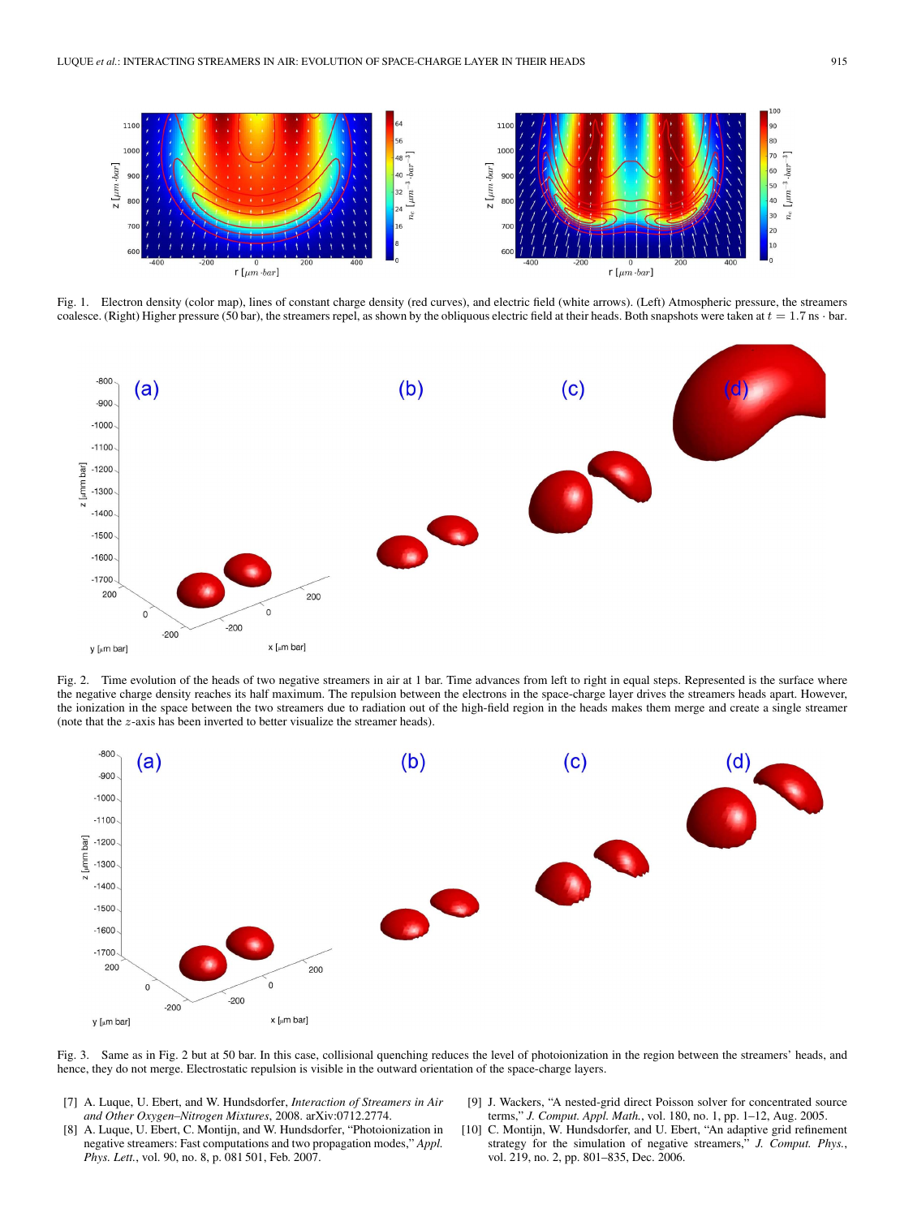Fig. 1. Electron density (color map), lines of constant charge density (red curves), and electric field (white arrows). (Left) Atmospheric pressure, the streamers coalesce. (Right) Higher pressure (50 bar), the streamers repel, as shown by the obliquous electric field at their heads. Both snapshots were taken at $t = 1.7\,\text{ns} \cdot \text{bar}$.

Fig. 2. Time evolution of the heads of two negative streamers in air at 1 bar. Time advances from left to right in equal steps. Represented is the surface where the negative charge density reaches its half maximum. The repulsion between the electrons in the space-charge layer drives the streamers heads apart. However, the ionization in the space between the two streamers due to radiation out of the high-field region in the heads makes them merge and create a single streamer (note that the $z$-axis has been inverted to better visualize the streamer heads).

Fig. 3. Same as in Fig. 2 but at 50 bar. In this case, collisional quenching reduces the level of photoionization in the region between the streamers' heads, and hence, they do not merge. Electrostatic repulsion is visible in the outward orientation of the space-charge layers.

[7] A. Luque, U. Ebert, and W. Hundsdorfer, *Interaction of Streamers in Air and Other Oxygen–Nitrogen Mixtures*, 2008. arXiv:0712.2774.

[8] A. Luque, U. Ebert, C. Montijn, and W. Hundsdorfer, "Photoionization in negative streamers: Fast computations and two propagation modes," *Appl. Phys. Lett.*, vol. 90, no. 8, p. 081 501, Feb. 2007.

[9] J. Wackers, "A nested-grid direct Poisson solver for concentrated source terms," *J. Comput. Appl. Math.*, vol. 180, no. 1, pp. 1–12, Aug. 2005.

[10] C. Montijn, W. Hundsdorfer, and U. Ebert, "An adaptive grid refinement strategy for the simulation of negative streamers," *J. Comput. Phys.*, vol. 219, no. 2, pp. 801–835, Dec. 2006.